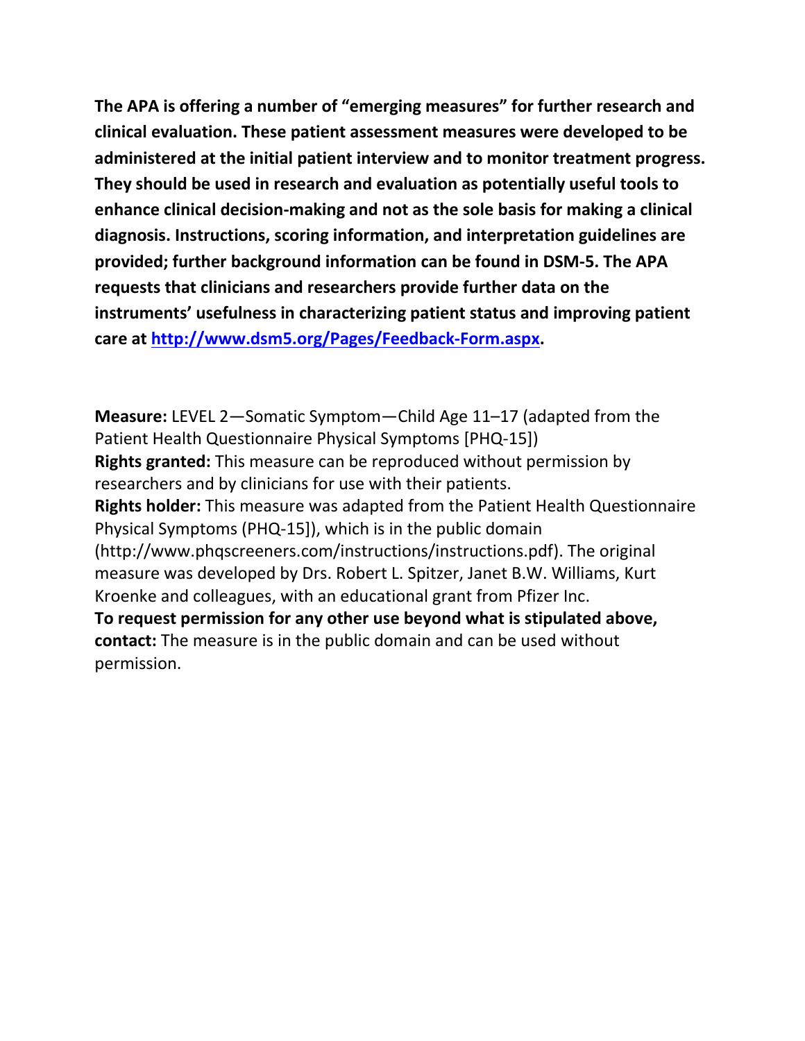**The APA is offering a number of "emerging measures" for further research and clinical evaluation. These patient assessment measures were developed to be administered at the initial patient interview and to monitor treatment progress. They should be used in research and evaluation as potentially useful tools to enhance clinical decision-making and not as the sole basis for making a clinical diagnosis. Instructions, scoring information, and interpretation guidelines are provided; further background information can be found in DSM-5. The APA requests that clinicians and researchers provide further data on the instruments' usefulness in characterizing patient status and improving patient care at [http://www.dsm5.org/Pages/Feedback-Form.aspx](http://www.dsm5.org/Pages/Feedback-Form.aspx).**

**Measure:** LEVEL 2—Somatic Symptom—Child Age 11–17 (adapted from the Patient Health Questionnaire Physical Symptoms [PHQ-15])
**Rights granted:** This measure can be reproduced without permission by researchers and by clinicians for use with their patients.
**Rights holder:** This measure was adapted from the Patient Health Questionnaire Physical Symptoms (PHQ-15]), which is in the public domain (http://www.phqscreeners.com/instructions/instructions.pdf). The original measure was developed by Drs. Robert L. Spitzer, Janet B.W. Williams, Kurt Kroenke and colleagues, with an educational grant from Pfizer Inc.
**To request permission for any other use beyond what is stipulated above, contact:** The measure is in the public domain and can be used without permission.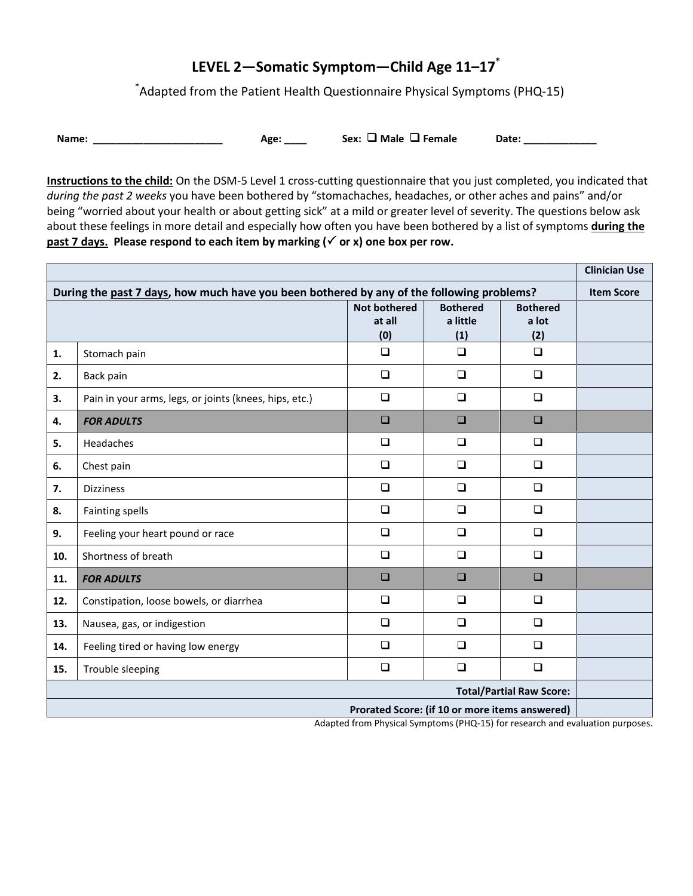# LEVEL 2—Somatic Symptom—Child Age 11–17*

*Adapted from the Patient Health Questionnaire Physical Symptoms (PHQ-15)

**Name:** _______________________ **Age:** ____ **Sex:** ❑ **Male** ❑ **Female** **Date:** _____________

**Instructions to the child:** On the DSM-5 Level 1 cross-cutting questionnaire that you just completed, you indicated that *during the past 2 weeks* you have been bothered by "stomachaches, headaches, or other aches and pains" and/or being "worried about your health or about getting sick" at a mild or greater level of severity. The questions below ask about these feelings in more detail and especially how often you have been bothered by a list of symptoms **during the past 7 days. Please respond to each item by marking (✓ or x) one box per row.**

| | | | | | **Clinician Use** |
|---|---|---|---|---|---|
| **During the past 7 days, how much have you been bothered by any of the following problems?** | | | | | **Item Score** |
| | | **Not bothered at all (0)** | **Bothered a little (1)** | **Bothered a lot (2)** | |
| **1.** | Stomach pain | ❑ | ❑ | ❑ | |
| **2.** | Back pain | ❑ | ❑ | ❑ | |
| **3.** | Pain in your arms, legs, or joints (knees, hips, etc.) | ❑ | ❑ | ❑ | |
| **4.** | ***FOR ADULTS*** | ❑ | ❑ | ❑ | |
| **5.** | Headaches | ❑ | ❑ | ❑ | |
| **6.** | Chest pain | ❑ | ❑ | ❑ | |
| **7.** | Dizziness | ❑ | ❑ | ❑ | |
| **8.** | Fainting spells | ❑ | ❑ | ❑ | |
| **9.** | Feeling your heart pound or race | ❑ | ❑ | ❑ | |
| **10.** | Shortness of breath | ❑ | ❑ | ❑ | |
| **11.** | ***FOR ADULTS*** | ❑ | ❑ | ❑ | |
| **12.** | Constipation, loose bowels, or diarrhea | ❑ | ❑ | ❑ | |
| **13.** | Nausea, gas, or indigestion | ❑ | ❑ | ❑ | |
| **14.** | Feeling tired or having low energy | ❑ | ❑ | ❑ | |
| **15.** | Trouble sleeping | ❑ | ❑ | ❑ | |
| | | | | **Total/Partial Raw Score:** | |
| | | | | **Prorated Score: (if 10 or more items answered)** | |

Adapted from Physical Symptoms (PHQ-15) for research and evaluation purposes.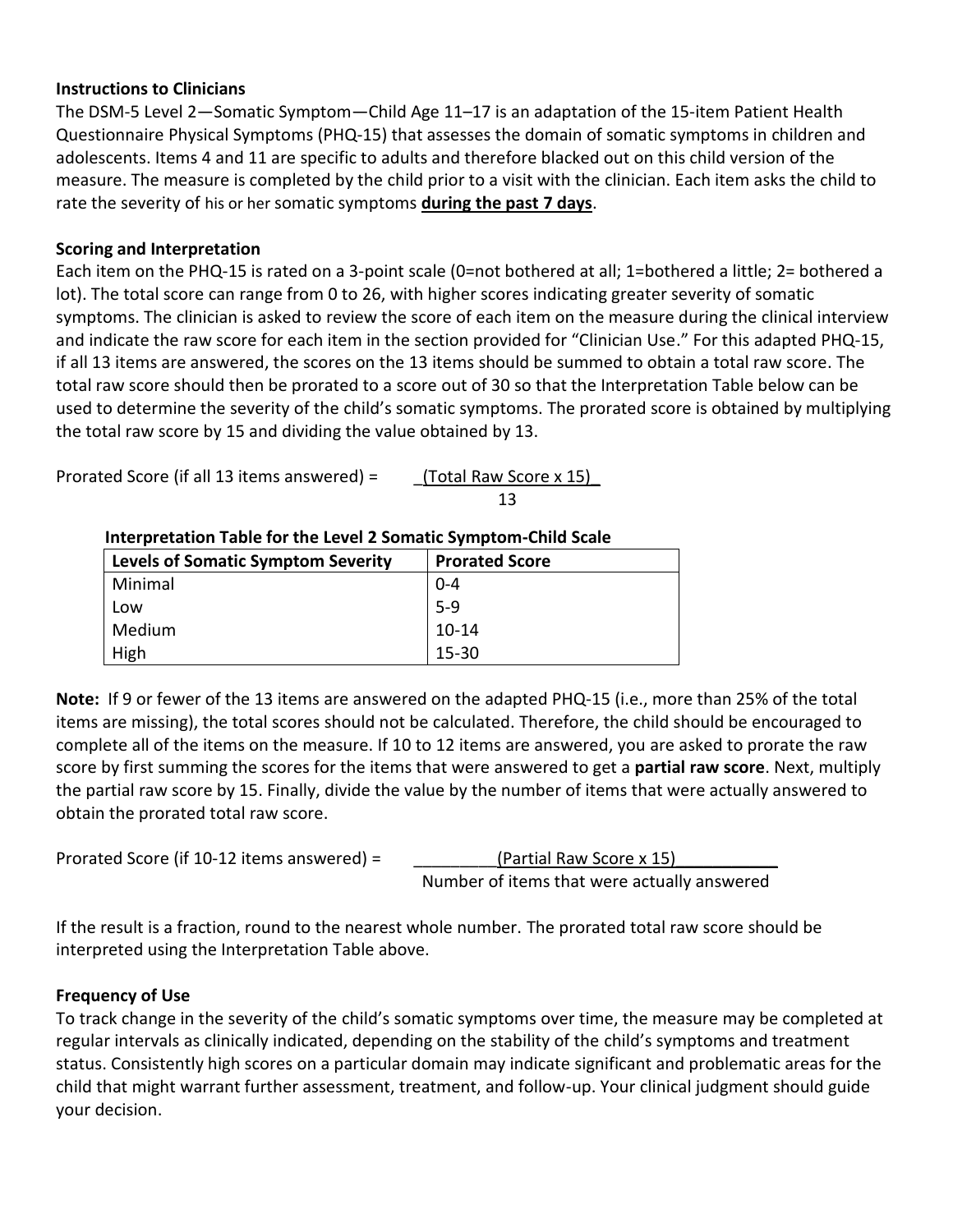**Instructions to Clinicians**

The DSM-5 Level 2—Somatic Symptom—Child Age 11–17 is an adaptation of the 15-item Patient Health Questionnaire Physical Symptoms (PHQ-15) that assesses the domain of somatic symptoms in children and adolescents. Items 4 and 11 are specific to adults and therefore blacked out on this child version of the measure. The measure is completed by the child prior to a visit with the clinician. Each item asks the child to rate the severity of his or her somatic symptoms **during the past 7 days**.

**Scoring and Interpretation**

Each item on the PHQ-15 is rated on a 3-point scale (0=not bothered at all; 1=bothered a little; 2= bothered a lot). The total score can range from 0 to 26, with higher scores indicating greater severity of somatic symptoms. The clinician is asked to review the score of each item on the measure during the clinical interview and indicate the raw score for each item in the section provided for "Clinician Use." For this adapted PHQ-15, if all 13 items are answered, the scores on the 13 items should be summed to obtain a total raw score. The total raw score should then be prorated to a score out of 30 so that the Interpretation Table below can be used to determine the severity of the child's somatic symptoms. The prorated score is obtained by multiplying the total raw score by 15 and dividing the value obtained by 13.

$$\text{Prorated Score (if all 13 items answered)} = \frac{\text{(Total Raw Score x 15)}}{13}$$

**Interpretation Table for the Level 2 Somatic Symptom-Child Scale**

| Levels of Somatic Symptom Severity | Prorated Score |
|---|---|
| Minimal | 0-4 |
| Low | 5-9 |
| Medium | 10-14 |
| High | 15-30 |

**Note:** If 9 or fewer of the 13 items are answered on the adapted PHQ-15 (i.e., more than 25% of the total items are missing), the total scores should not be calculated. Therefore, the child should be encouraged to complete all of the items on the measure. If 10 to 12 items are answered, you are asked to prorate the raw score by first summing the scores for the items that were answered to get a **partial raw score**. Next, multiply the partial raw score by 15. Finally, divide the value by the number of items that were actually answered to obtain the prorated total raw score.

$$\text{Prorated Score (if 10-12 items answered)} = \frac{\text{(Partial Raw Score x 15)}}{\text{Number of items that were actually answered}}$$

If the result is a fraction, round to the nearest whole number. The prorated total raw score should be interpreted using the Interpretation Table above.

**Frequency of Use**

To track change in the severity of the child's somatic symptoms over time, the measure may be completed at regular intervals as clinically indicated, depending on the stability of the child's symptoms and treatment status. Consistently high scores on a particular domain may indicate significant and problematic areas for the child that might warrant further assessment, treatment, and follow-up. Your clinical judgment should guide your decision.